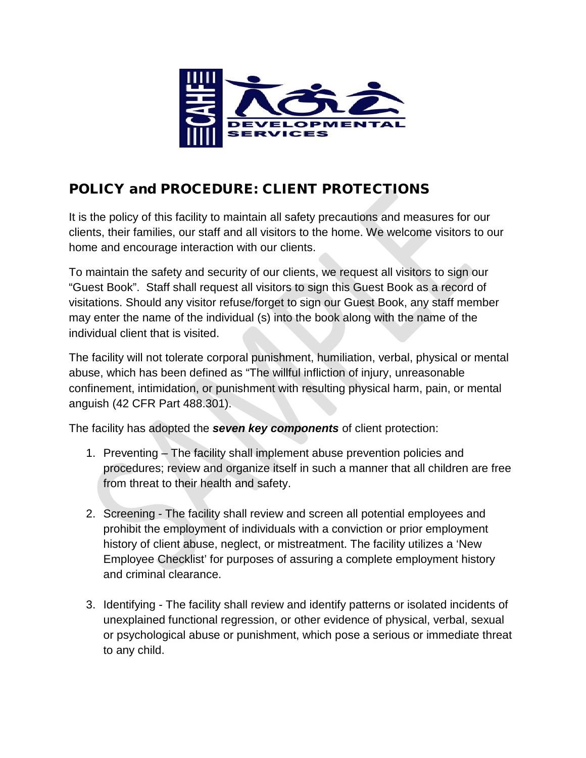## POLICY and PROCEDURE: CLIENT PROTECTIONS

It is the policy of this facility to maintain all safety precautions and measures for our clients, their families, our staff and all visitors to the home. We welcome visitors to our home and encourage interaction with our clients.

To maintain the safety and security of our clients, we request all visitors to sign our "Guest Book". Staff shall request all visitors to sign this Guest Book as a record of visitations. Should any visitor refuse/forget to sign our Guest Book, any staff member may enter the name of the individual (s) into the book along with the name of the individual client that is visited.

The facility will not tolerate corporal punishment, humiliation, verbal, physical or mental abuse, which has been defined as "The willful infliction of injury, unreasonable confinement, intimidation, or punishment with resulting physical harm, pain, or mental anguish (42 CFR Part 488.301).

The facility has adopted the ***seven key components*** of client protection:

1. Preventing – The facility shall implement abuse prevention policies and procedures; review and organize itself in such a manner that all children are free from threat to their health and safety.

2. Screening - The facility shall review and screen all potential employees and prohibit the employment of individuals with a conviction or prior employment history of client abuse, neglect, or mistreatment. The facility utilizes a 'New Employee Checklist' for purposes of assuring a complete employment history and criminal clearance.

3. Identifying - The facility shall review and identify patterns or isolated incidents of unexplained functional regression, or other evidence of physical, verbal, sexual or psychological abuse or punishment, which pose a serious or immediate threat to any child.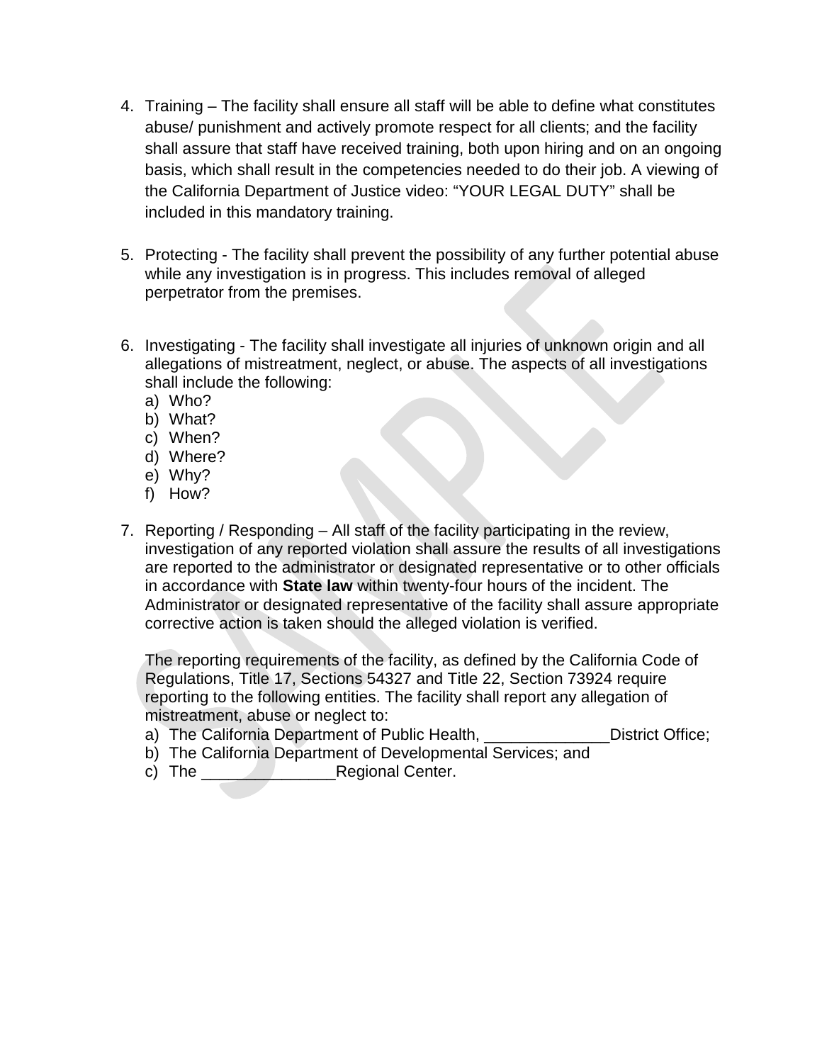4. Training – The facility shall ensure all staff will be able to define what constitutes abuse/ punishment and actively promote respect for all clients; and the facility shall assure that staff have received training, both upon hiring and on an ongoing basis, which shall result in the competencies needed to do their job. A viewing of the California Department of Justice video: "YOUR LEGAL DUTY" shall be included in this mandatory training.

5. Protecting - The facility shall prevent the possibility of any further potential abuse while any investigation is in progress. This includes removal of alleged perpetrator from the premises.

6. Investigating - The facility shall investigate all injuries of unknown origin and all allegations of mistreatment, neglect, or abuse. The aspects of all investigations shall include the following:
   a) Who?
   b) What?
   c) When?
   d) Where?
   e) Why?
   f) How?

7. Reporting / Responding – All staff of the facility participating in the review, investigation of any reported violation shall assure the results of all investigations are reported to the administrator or designated representative or to other officials in accordance with **State law** within twenty-four hours of the incident. The Administrator or designated representative of the facility shall assure appropriate corrective action is taken should the alleged violation is verified.

   The reporting requirements of the facility, as defined by the California Code of Regulations, Title 17, Sections 54327 and Title 22, Section 73924 require reporting to the following entities. The facility shall report any allegation of mistreatment, abuse or neglect to:
   a) The California Department of Public Health, ______________District Office;
   b) The California Department of Developmental Services; and
   c) The _______________Regional Center.